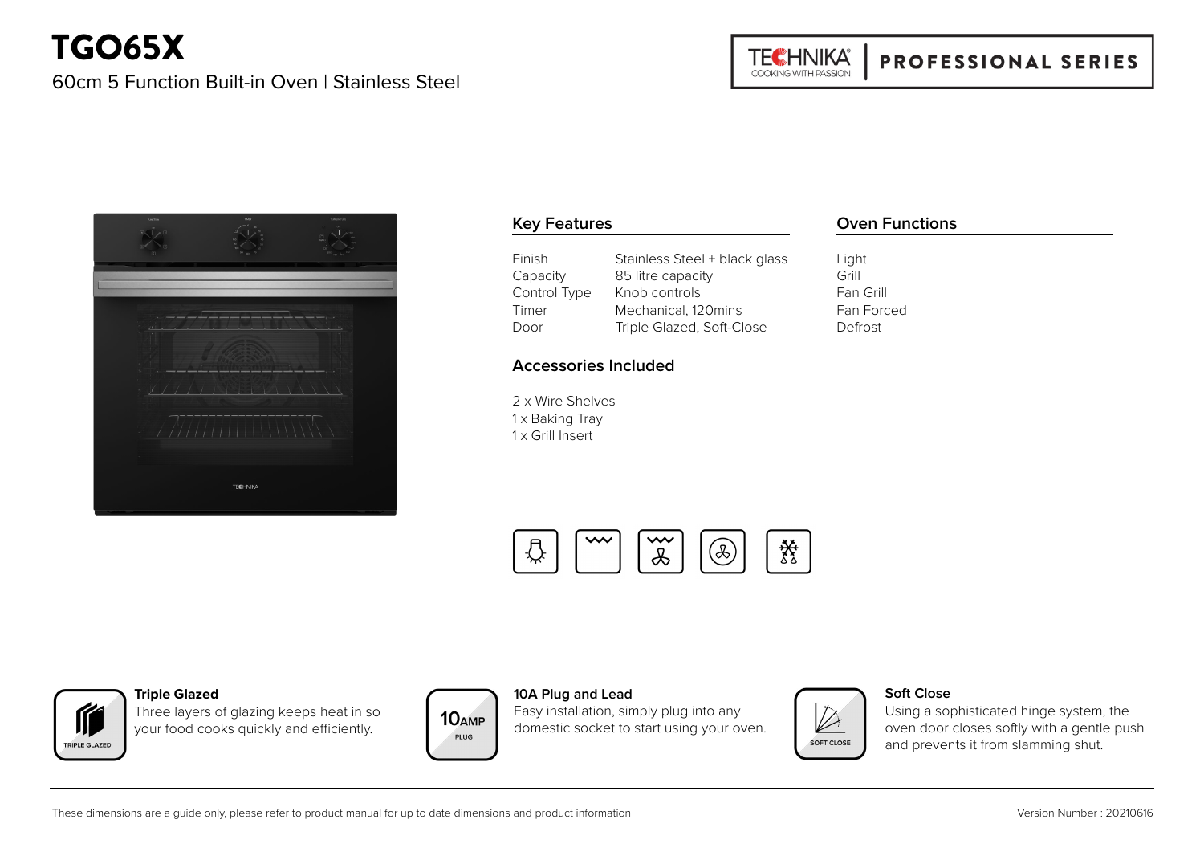# TGO65X

60cm 5 Function Built-in Oven | Stainless Steel

TECHNIKA® COOKING WITH PASSION | PROFESSIONAL SERIES

## Key Features

| | |
|---|---|
| Finish | Stainless Steel + black glass |
| Capacity | 85 litre capacity |
| Control Type | Knob controls |
| Timer | Mechanical, 120mins |
| Door | Triple Glazed, Soft-Close |

## Accessories Included

2 x Wire Shelves
1 x Baking Tray
1 x Grill Insert

## Oven Functions

Light
Grill
Fan Grill
Fan Forced
Defrost

**Triple Glazed**
Three layers of glazing keeps heat in so your food cooks quickly and efficiently.

**10A Plug and Lead**
Easy installation, simply plug into any domestic socket to start using your oven.

**Soft Close**
Using a sophisticated hinge system, the oven door closes softly with a gentle push and prevents it from slamming shut.

These dimensions are a guide only, please refer to product manual for up to date dimensions and product information

Version Number : 20210616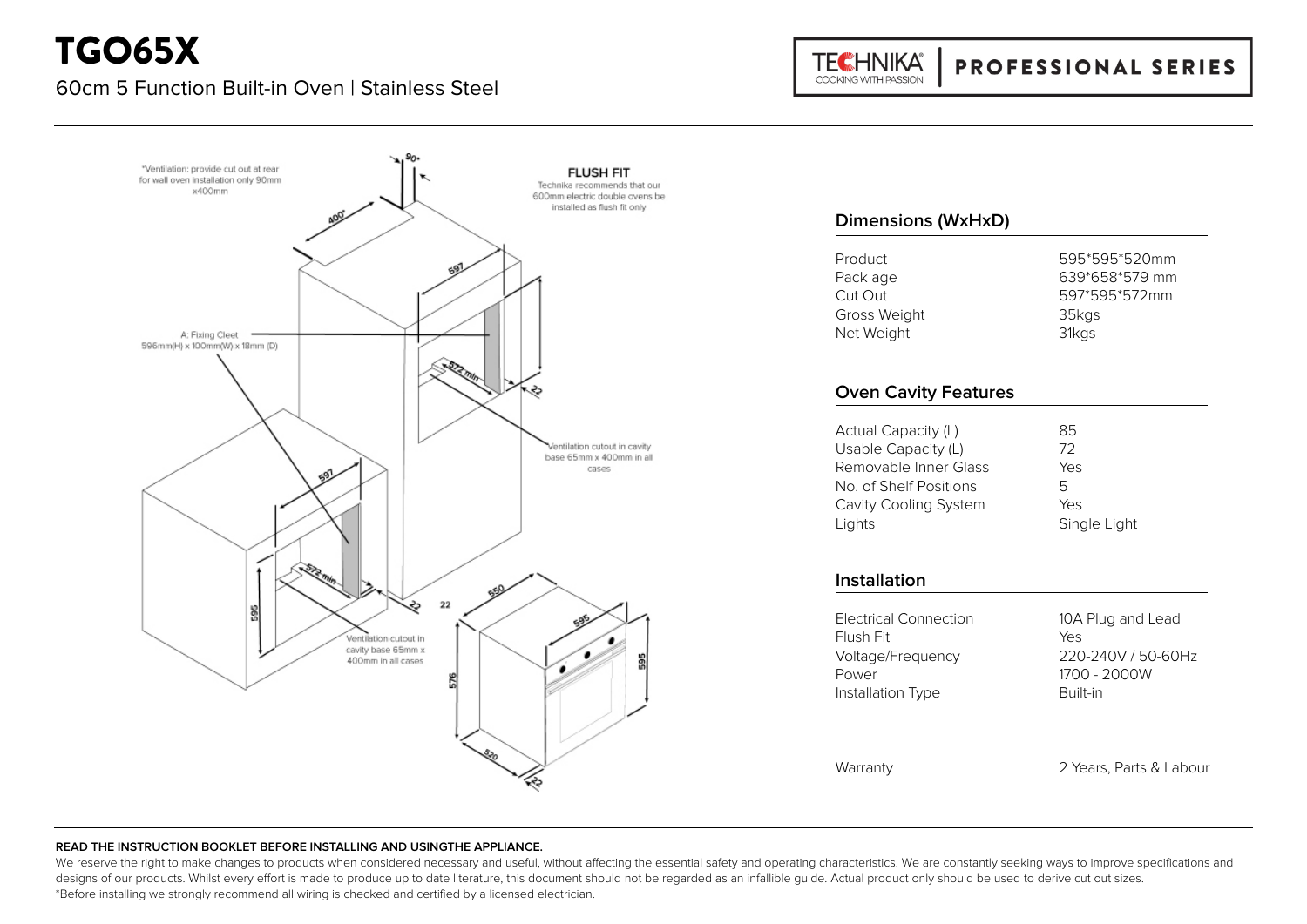# TGO65X

60cm 5 Function Built-in Oven | Stainless Steel

TECHNIKA® COOKING WITH PASSION | PROFESSIONAL SERIES

*Ventilation: provide cut out at rear for wall oven installation only 90mm x400mm

90*

400*

FLUSH FIT
Technika recommends that our 600mm electric double ovens be installed as flush fit only

597

A: Fixing Cleet
596mm(H) x 100mm(W) x 18mm (D)

572 min

22

Ventilation cutout in cavity base 65mm x 400mm in all cases

597

572 min

595

22

22

Ventilation cutout in cavity base 65mm x 400mm in all cases

550

595

595

576

520

22

## Dimensions (WxHxD)

| | |
|---|---|
| Product | 595*595*520mm |
| Pack age | 639*658*579 mm |
| Cut Out | 597*595*572mm |
| Gross Weight | 35kgs |
| Net Weight | 31kgs |

## Oven Cavity Features

| | |
|---|---|
| Actual Capacity (L) | 85 |
| Usable Capacity (L) | 72 |
| Removable Inner Glass | Yes |
| No. of Shelf Positions | 5 |
| Cavity Cooling System | Yes |
| Lights | Single Light |

## Installation

| | |
|---|---|
| Electrical Connection | 10A Plug and Lead |
| Flush Fit | Yes |
| Voltage/Frequency | 220-240V / 50-60Hz |
| Power | 1700 - 2000W |
| Installation Type | Built-in |

| | |
|---|---|
| Warranty | 2 Years, Parts & Labour |

**READ THE INSTRUCTION BOOKLET BEFORE INSTALLING AND USINGTHE APPLIANCE.**

We reserve the right to make changes to products when considered necessary and useful, without affecting the essential safety and operating characteristics. We are constantly seeking ways to improve specifications and designs of our products. Whilst every effort is made to produce up to date literature, this document should not be regarded as an infallible guide. Actual product only should be used to derive cut out sizes.
*Before installing we strongly recommend all wiring is checked and certified by a licensed electrician.